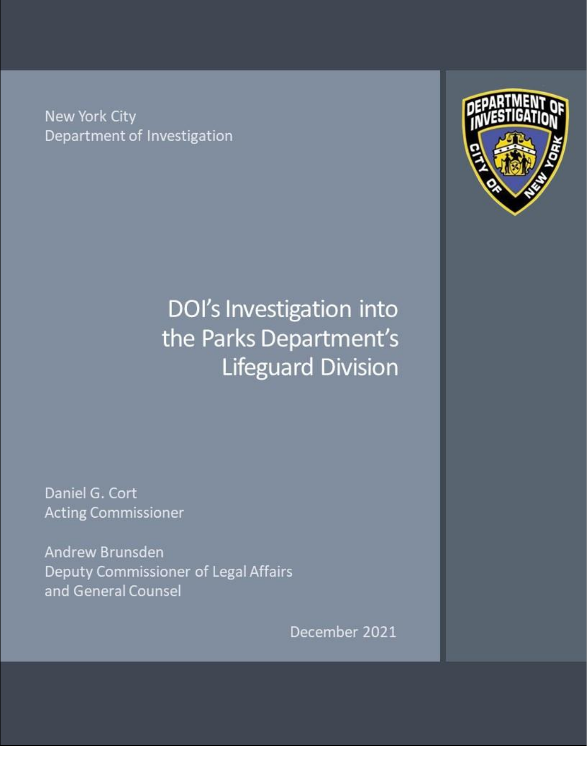New York City
Department of Investigation

# DOI's Investigation into the Parks Department's Lifeguard Division

Daniel G. Cort
Acting Commissioner

Andrew Brunsden
Deputy Commissioner of Legal Affairs
and General Counsel

December 2021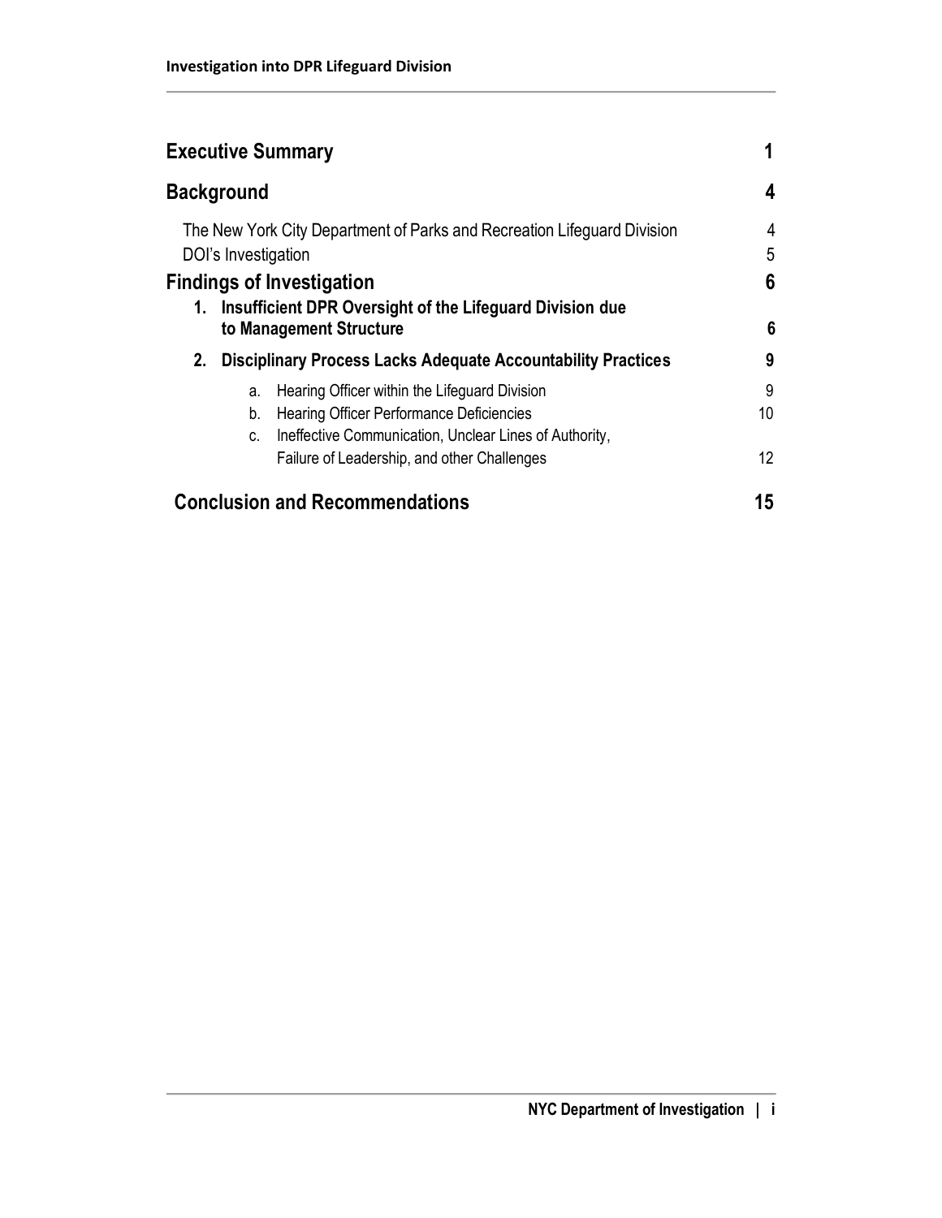| | |
|---|---|
| **Executive Summary** | **1** |
| **Background** | **4** |
| The New York City Department of Parks and Recreation Lifeguard Division | 4 |
| DOI's Investigation | 5 |
| **Findings of Investigation** | **6** |
| **1. Insufficient DPR Oversight of the Lifeguard Division due to Management Structure** | **6** |
| **2. Disciplinary Process Lacks Adequate Accountability Practices** | **9** |
| a. Hearing Officer within the Lifeguard Division | 9 |
| b. Hearing Officer Performance Deficiencies | 10 |
| c. Ineffective Communication, Unclear Lines of Authority, Failure of Leadership, and other Challenges | 12 |
| **Conclusion and Recommendations** | **15** |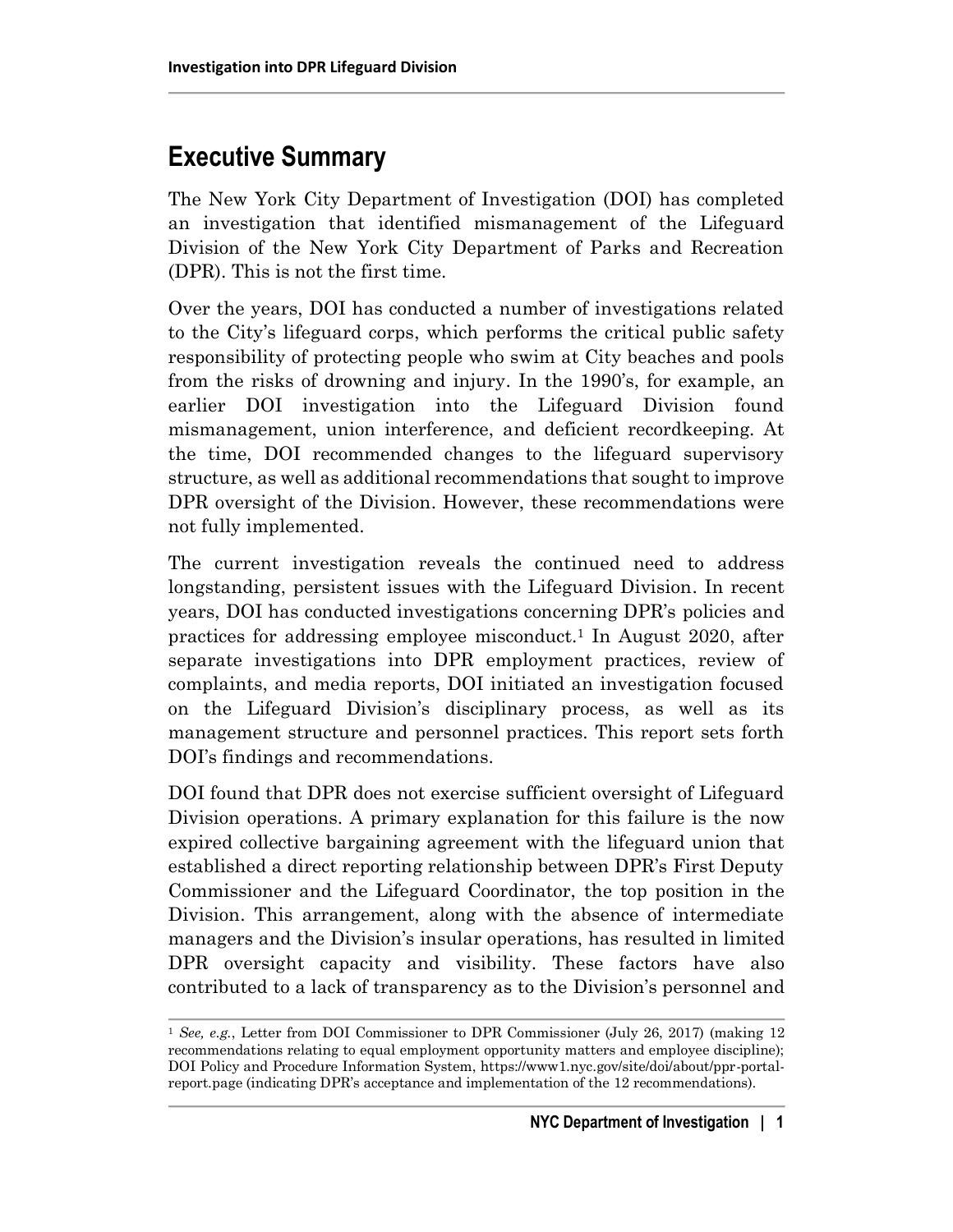## Executive Summary

The New York City Department of Investigation (DOI) has completed an investigation that identified mismanagement of the Lifeguard Division of the New York City Department of Parks and Recreation (DPR). This is not the first time.

Over the years, DOI has conducted a number of investigations related to the City's lifeguard corps, which performs the critical public safety responsibility of protecting people who swim at City beaches and pools from the risks of drowning and injury. In the 1990's, for example, an earlier DOI investigation into the Lifeguard Division found mismanagement, union interference, and deficient recordkeeping. At the time, DOI recommended changes to the lifeguard supervisory structure, as well as additional recommendations that sought to improve DPR oversight of the Division. However, these recommendations were not fully implemented.

The current investigation reveals the continued need to address longstanding, persistent issues with the Lifeguard Division. In recent years, DOI has conducted investigations concerning DPR's policies and practices for addressing employee misconduct.[1] In August 2020, after separate investigations into DPR employment practices, review of complaints, and media reports, DOI initiated an investigation focused on the Lifeguard Division's disciplinary process, as well as its management structure and personnel practices. This report sets forth DOI's findings and recommendations.

DOI found that DPR does not exercise sufficient oversight of Lifeguard Division operations. A primary explanation for this failure is the now expired collective bargaining agreement with the lifeguard union that established a direct reporting relationship between DPR's First Deputy Commissioner and the Lifeguard Coordinator, the top position in the Division. This arrangement, along with the absence of intermediate managers and the Division's insular operations, has resulted in limited DPR oversight capacity and visibility. These factors have also contributed to a lack of transparency as to the Division's personnel and

[1] *See, e.g.*, Letter from DOI Commissioner to DPR Commissioner (July 26, 2017) (making 12 recommendations relating to equal employment opportunity matters and employee discipline); DOI Policy and Procedure Information System, https://www1.nyc.gov/site/doi/about/ppr-portal-report.page (indicating DPR's acceptance and implementation of the 12 recommendations).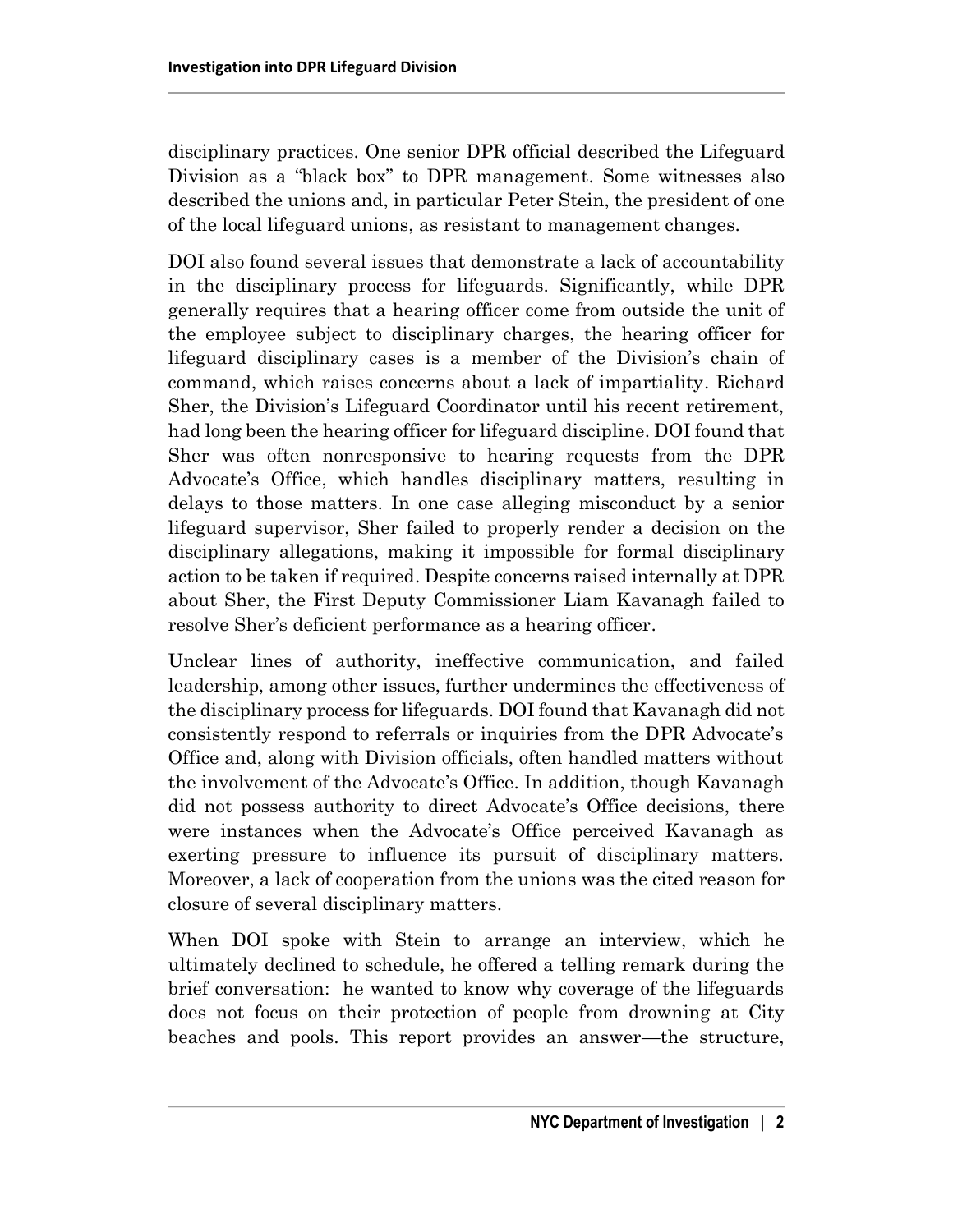disciplinary practices. One senior DPR official described the Lifeguard Division as a "black box" to DPR management. Some witnesses also described the unions and, in particular Peter Stein, the president of one of the local lifeguard unions, as resistant to management changes.

DOI also found several issues that demonstrate a lack of accountability in the disciplinary process for lifeguards. Significantly, while DPR generally requires that a hearing officer come from outside the unit of the employee subject to disciplinary charges, the hearing officer for lifeguard disciplinary cases is a member of the Division's chain of command, which raises concerns about a lack of impartiality. Richard Sher, the Division's Lifeguard Coordinator until his recent retirement, had long been the hearing officer for lifeguard discipline. DOI found that Sher was often nonresponsive to hearing requests from the DPR Advocate's Office, which handles disciplinary matters, resulting in delays to those matters. In one case alleging misconduct by a senior lifeguard supervisor, Sher failed to properly render a decision on the disciplinary allegations, making it impossible for formal disciplinary action to be taken if required. Despite concerns raised internally at DPR about Sher, the First Deputy Commissioner Liam Kavanagh failed to resolve Sher's deficient performance as a hearing officer.

Unclear lines of authority, ineffective communication, and failed leadership, among other issues, further undermines the effectiveness of the disciplinary process for lifeguards. DOI found that Kavanagh did not consistently respond to referrals or inquiries from the DPR Advocate's Office and, along with Division officials, often handled matters without the involvement of the Advocate's Office. In addition, though Kavanagh did not possess authority to direct Advocate's Office decisions, there were instances when the Advocate's Office perceived Kavanagh as exerting pressure to influence its pursuit of disciplinary matters. Moreover, a lack of cooperation from the unions was the cited reason for closure of several disciplinary matters.

When DOI spoke with Stein to arrange an interview, which he ultimately declined to schedule, he offered a telling remark during the brief conversation: he wanted to know why coverage of the lifeguards does not focus on their protection of people from drowning at City beaches and pools. This report provides an answer—the structure,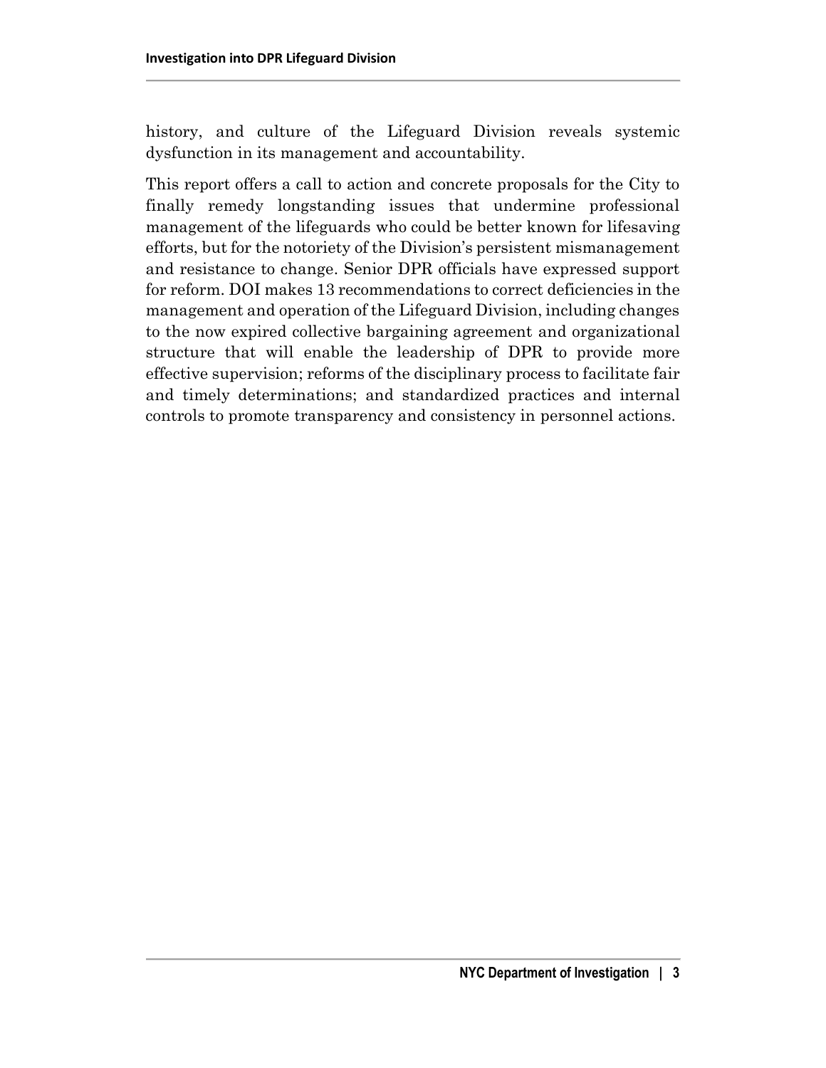history, and culture of the Lifeguard Division reveals systemic dysfunction in its management and accountability.

This report offers a call to action and concrete proposals for the City to finally remedy longstanding issues that undermine professional management of the lifeguards who could be better known for lifesaving efforts, but for the notoriety of the Division's persistent mismanagement and resistance to change. Senior DPR officials have expressed support for reform. DOI makes 13 recommendations to correct deficiencies in the management and operation of the Lifeguard Division, including changes to the now expired collective bargaining agreement and organizational structure that will enable the leadership of DPR to provide more effective supervision; reforms of the disciplinary process to facilitate fair and timely determinations; and standardized practices and internal controls to promote transparency and consistency in personnel actions.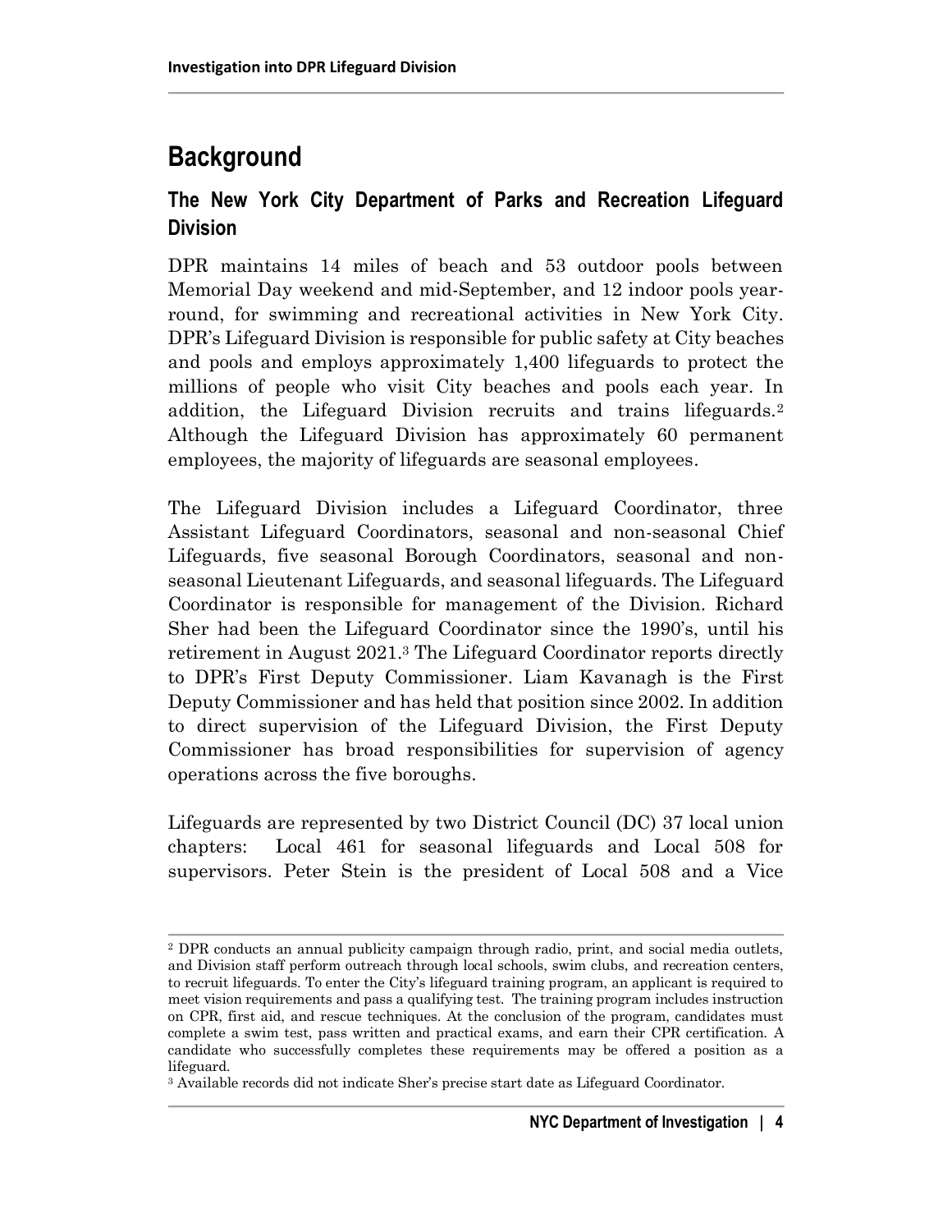# Background

## The New York City Department of Parks and Recreation Lifeguard Division

DPR maintains 14 miles of beach and 53 outdoor pools between Memorial Day weekend and mid-September, and 12 indoor pools year-round, for swimming and recreational activities in New York City. DPR's Lifeguard Division is responsible for public safety at City beaches and pools and employs approximately 1,400 lifeguards to protect the millions of people who visit City beaches and pools each year. In addition, the Lifeguard Division recruits and trains lifeguards.[2] Although the Lifeguard Division has approximately 60 permanent employees, the majority of lifeguards are seasonal employees.

The Lifeguard Division includes a Lifeguard Coordinator, three Assistant Lifeguard Coordinators, seasonal and non-seasonal Chief Lifeguards, five seasonal Borough Coordinators, seasonal and non-seasonal Lieutenant Lifeguards, and seasonal lifeguards. The Lifeguard Coordinator is responsible for management of the Division. Richard Sher had been the Lifeguard Coordinator since the 1990's, until his retirement in August 2021.[3] The Lifeguard Coordinator reports directly to DPR's First Deputy Commissioner. Liam Kavanagh is the First Deputy Commissioner and has held that position since 2002. In addition to direct supervision of the Lifeguard Division, the First Deputy Commissioner has broad responsibilities for supervision of agency operations across the five boroughs.

Lifeguards are represented by two District Council (DC) 37 local union chapters: Local 461 for seasonal lifeguards and Local 508 for supervisors. Peter Stein is the president of Local 508 and a Vice

---

[2] DPR conducts an annual publicity campaign through radio, print, and social media outlets, and Division staff perform outreach through local schools, swim clubs, and recreation centers, to recruit lifeguards. To enter the City's lifeguard training program, an applicant is required to meet vision requirements and pass a qualifying test. The training program includes instruction on CPR, first aid, and rescue techniques. At the conclusion of the program, candidates must complete a swim test, pass written and practical exams, and earn their CPR certification. A candidate who successfully completes these requirements may be offered a position as a lifeguard.

[3] Available records did not indicate Sher's precise start date as Lifeguard Coordinator.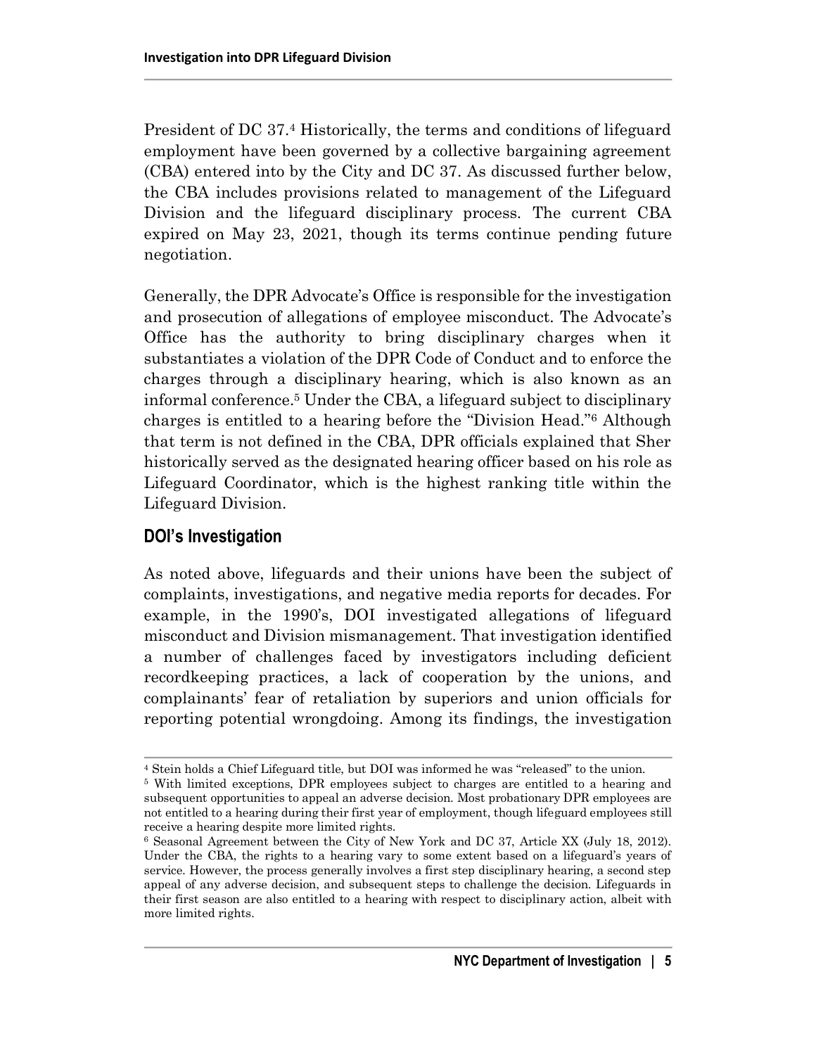President of DC 37.[4] Historically, the terms and conditions of lifeguard employment have been governed by a collective bargaining agreement (CBA) entered into by the City and DC 37. As discussed further below, the CBA includes provisions related to management of the Lifeguard Division and the lifeguard disciplinary process. The current CBA expired on May 23, 2021, though its terms continue pending future negotiation.

Generally, the DPR Advocate's Office is responsible for the investigation and prosecution of allegations of employee misconduct. The Advocate's Office has the authority to bring disciplinary charges when it substantiates a violation of the DPR Code of Conduct and to enforce the charges through a disciplinary hearing, which is also known as an informal conference.[5] Under the CBA, a lifeguard subject to disciplinary charges is entitled to a hearing before the "Division Head."[6] Although that term is not defined in the CBA, DPR officials explained that Sher historically served as the designated hearing officer based on his role as Lifeguard Coordinator, which is the highest ranking title within the Lifeguard Division.

## DOI's Investigation

As noted above, lifeguards and their unions have been the subject of complaints, investigations, and negative media reports for decades. For example, in the 1990's, DOI investigated allegations of lifeguard misconduct and Division mismanagement. That investigation identified a number of challenges faced by investigators including deficient recordkeeping practices, a lack of cooperation by the unions, and complainants' fear of retaliation by superiors and union officials for reporting potential wrongdoing. Among its findings, the investigation

---

[4] Stein holds a Chief Lifeguard title, but DOI was informed he was "released" to the union.

[5] With limited exceptions, DPR employees subject to charges are entitled to a hearing and subsequent opportunities to appeal an adverse decision. Most probationary DPR employees are not entitled to a hearing during their first year of employment, though lifeguard employees still receive a hearing despite more limited rights.

[6] Seasonal Agreement between the City of New York and DC 37, Article XX (July 18, 2012). Under the CBA, the rights to a hearing vary to some extent based on a lifeguard's years of service. However, the process generally involves a first step disciplinary hearing, a second step appeal of any adverse decision, and subsequent steps to challenge the decision. Lifeguards in their first season are also entitled to a hearing with respect to disciplinary action, albeit with more limited rights.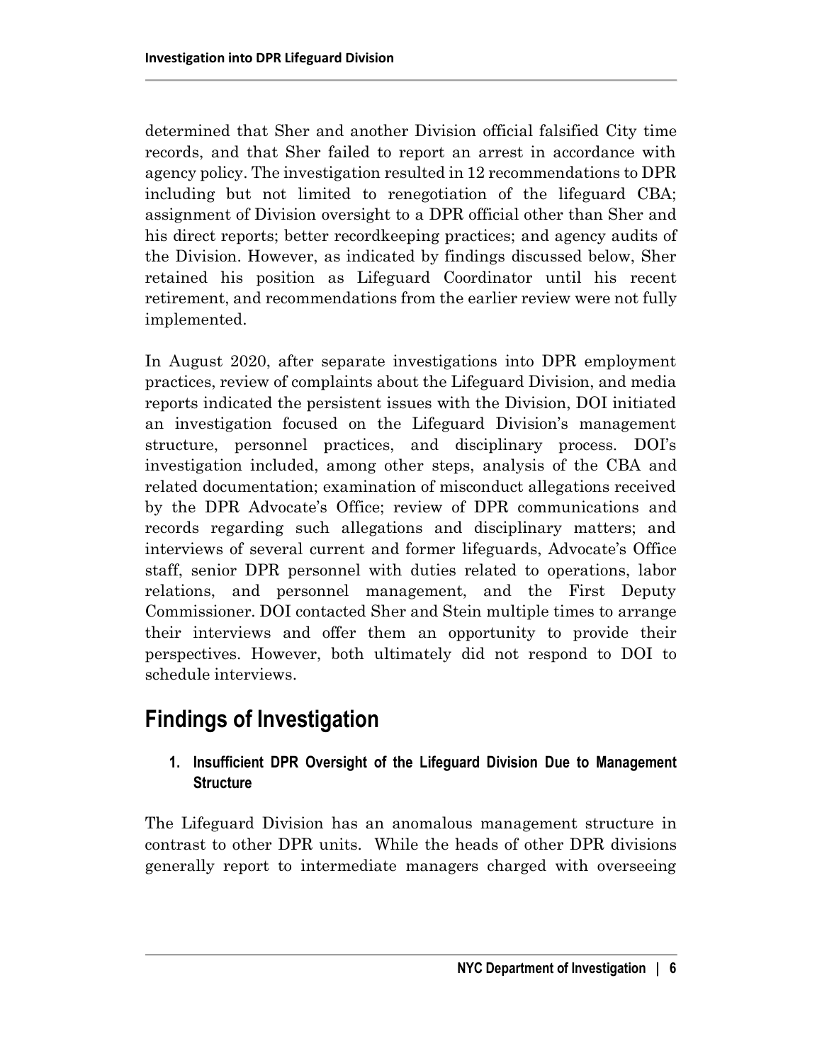determined that Sher and another Division official falsified City time records, and that Sher failed to report an arrest in accordance with agency policy. The investigation resulted in 12 recommendations to DPR including but not limited to renegotiation of the lifeguard CBA; assignment of Division oversight to a DPR official other than Sher and his direct reports; better recordkeeping practices; and agency audits of the Division. However, as indicated by findings discussed below, Sher retained his position as Lifeguard Coordinator until his recent retirement, and recommendations from the earlier review were not fully implemented.

In August 2020, after separate investigations into DPR employment practices, review of complaints about the Lifeguard Division, and media reports indicated the persistent issues with the Division, DOI initiated an investigation focused on the Lifeguard Division's management structure, personnel practices, and disciplinary process. DOI's investigation included, among other steps, analysis of the CBA and related documentation; examination of misconduct allegations received by the DPR Advocate's Office; review of DPR communications and records regarding such allegations and disciplinary matters; and interviews of several current and former lifeguards, Advocate's Office staff, senior DPR personnel with duties related to operations, labor relations, and personnel management, and the First Deputy Commissioner. DOI contacted Sher and Stein multiple times to arrange their interviews and offer them an opportunity to provide their perspectives. However, both ultimately did not respond to DOI to schedule interviews.

## Findings of Investigation

### 1. Insufficient DPR Oversight of the Lifeguard Division Due to Management Structure

The Lifeguard Division has an anomalous management structure in contrast to other DPR units. While the heads of other DPR divisions generally report to intermediate managers charged with overseeing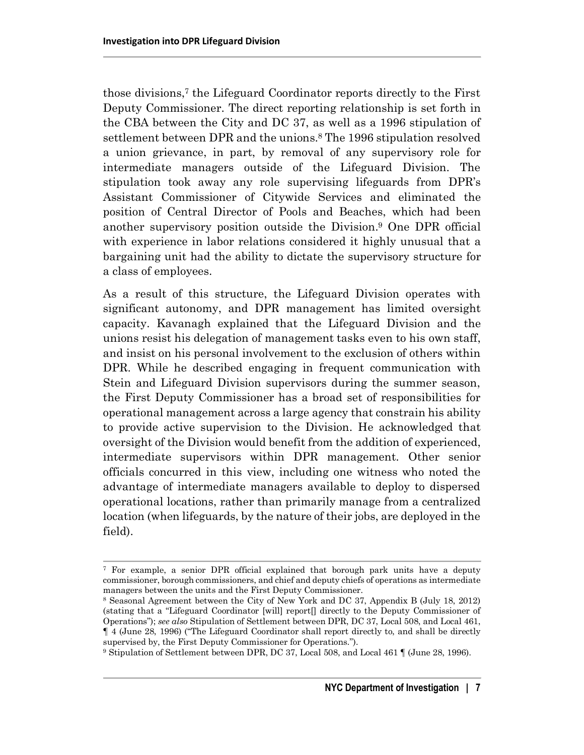those divisions,[7] the Lifeguard Coordinator reports directly to the First Deputy Commissioner. The direct reporting relationship is set forth in the CBA between the City and DC 37, as well as a 1996 stipulation of settlement between DPR and the unions.[8] The 1996 stipulation resolved a union grievance, in part, by removal of any supervisory role for intermediate managers outside of the Lifeguard Division. The stipulation took away any role supervising lifeguards from DPR's Assistant Commissioner of Citywide Services and eliminated the position of Central Director of Pools and Beaches, which had been another supervisory position outside the Division.[9] One DPR official with experience in labor relations considered it highly unusual that a bargaining unit had the ability to dictate the supervisory structure for a class of employees.

As a result of this structure, the Lifeguard Division operates with significant autonomy, and DPR management has limited oversight capacity. Kavanagh explained that the Lifeguard Division and the unions resist his delegation of management tasks even to his own staff, and insist on his personal involvement to the exclusion of others within DPR. While he described engaging in frequent communication with Stein and Lifeguard Division supervisors during the summer season, the First Deputy Commissioner has a broad set of responsibilities for operational management across a large agency that constrain his ability to provide active supervision to the Division. He acknowledged that oversight of the Division would benefit from the addition of experienced, intermediate supervisors within DPR management. Other senior officials concurred in this view, including one witness who noted the advantage of intermediate managers available to deploy to dispersed operational locations, rather than primarily manage from a centralized location (when lifeguards, by the nature of their jobs, are deployed in the field).

---

[7] For example, a senior DPR official explained that borough park units have a deputy commissioner, borough commissioners, and chief and deputy chiefs of operations as intermediate managers between the units and the First Deputy Commissioner.

[8] Seasonal Agreement between the City of New York and DC 37, Appendix B (July 18, 2012) (stating that a "Lifeguard Coordinator [will] report[] directly to the Deputy Commissioner of Operations"); *see also* Stipulation of Settlement between DPR, DC 37, Local 508, and Local 461, ¶ 4 (June 28, 1996) ("The Lifeguard Coordinator shall report directly to, and shall be directly supervised by, the First Deputy Commissioner for Operations.").

[9] Stipulation of Settlement between DPR, DC 37, Local 508, and Local 461 ¶ (June 28, 1996).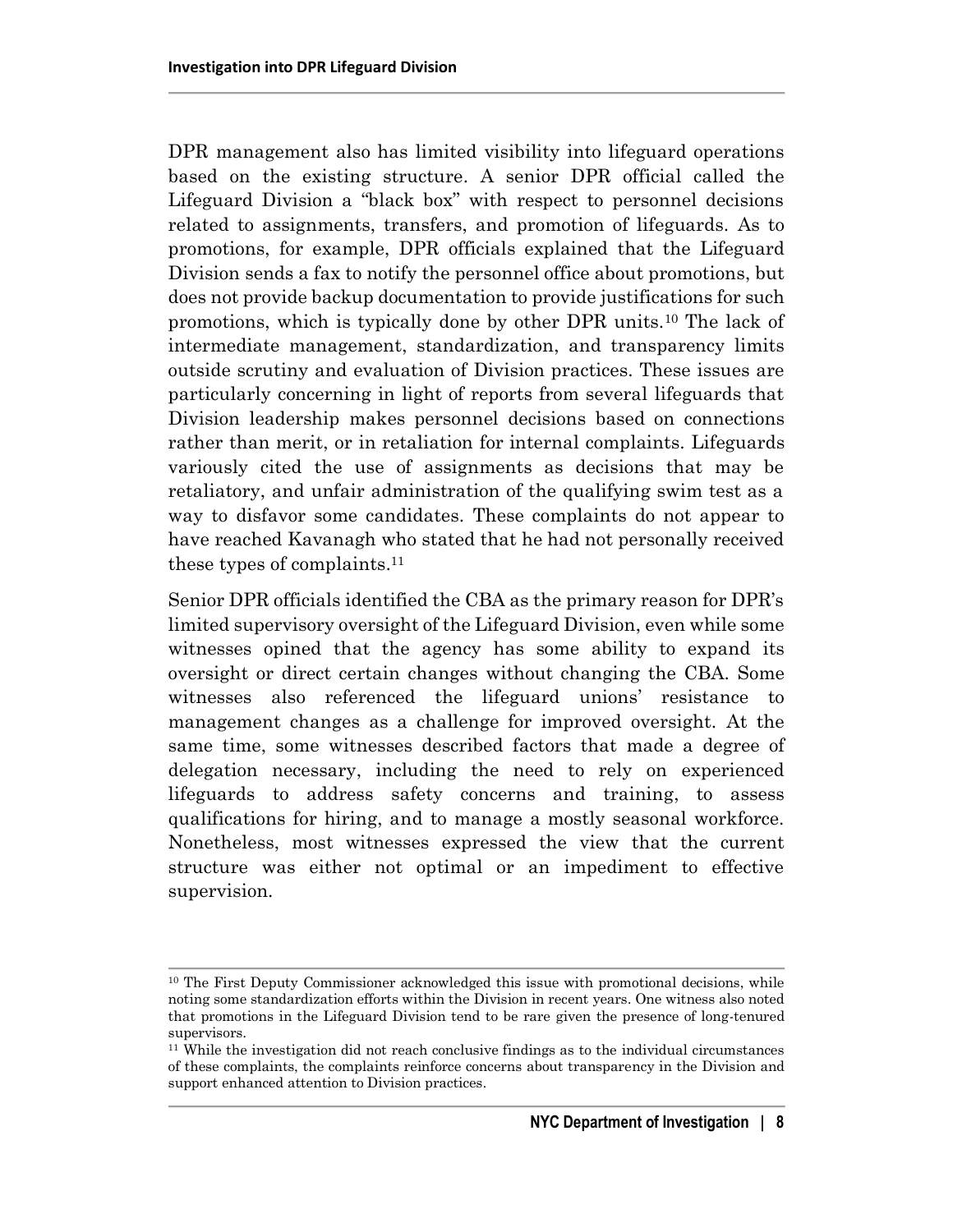DPR management also has limited visibility into lifeguard operations based on the existing structure. A senior DPR official called the Lifeguard Division a "black box" with respect to personnel decisions related to assignments, transfers, and promotion of lifeguards. As to promotions, for example, DPR officials explained that the Lifeguard Division sends a fax to notify the personnel office about promotions, but does not provide backup documentation to provide justifications for such promotions, which is typically done by other DPR units.[10] The lack of intermediate management, standardization, and transparency limits outside scrutiny and evaluation of Division practices. These issues are particularly concerning in light of reports from several lifeguards that Division leadership makes personnel decisions based on connections rather than merit, or in retaliation for internal complaints. Lifeguards variously cited the use of assignments as decisions that may be retaliatory, and unfair administration of the qualifying swim test as a way to disfavor some candidates. These complaints do not appear to have reached Kavanagh who stated that he had not personally received these types of complaints.[11]

Senior DPR officials identified the CBA as the primary reason for DPR's limited supervisory oversight of the Lifeguard Division, even while some witnesses opined that the agency has some ability to expand its oversight or direct certain changes without changing the CBA. Some witnesses also referenced the lifeguard unions' resistance to management changes as a challenge for improved oversight. At the same time, some witnesses described factors that made a degree of delegation necessary, including the need to rely on experienced lifeguards to address safety concerns and training, to assess qualifications for hiring, and to manage a mostly seasonal workforce. Nonetheless, most witnesses expressed the view that the current structure was either not optimal or an impediment to effective supervision.

---

[10] The First Deputy Commissioner acknowledged this issue with promotional decisions, while noting some standardization efforts within the Division in recent years. One witness also noted that promotions in the Lifeguard Division tend to be rare given the presence of long-tenured supervisors.

[11] While the investigation did not reach conclusive findings as to the individual circumstances of these complaints, the complaints reinforce concerns about transparency in the Division and support enhanced attention to Division practices.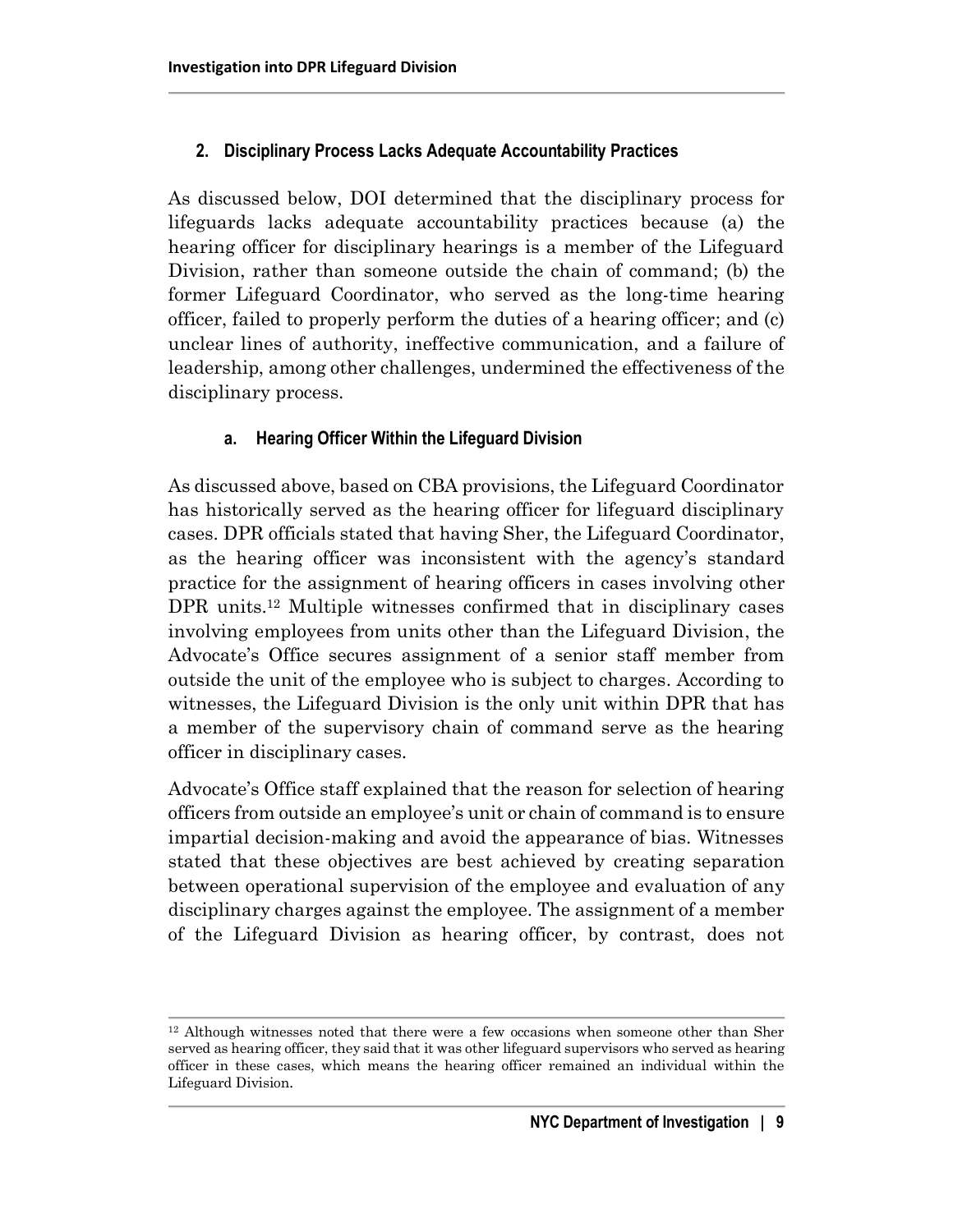### 2. Disciplinary Process Lacks Adequate Accountability Practices

As discussed below, DOI determined that the disciplinary process for lifeguards lacks adequate accountability practices because (a) the hearing officer for disciplinary hearings is a member of the Lifeguard Division, rather than someone outside the chain of command; (b) the former Lifeguard Coordinator, who served as the long-time hearing officer, failed to properly perform the duties of a hearing officer; and (c) unclear lines of authority, ineffective communication, and a failure of leadership, among other challenges, undermined the effectiveness of the disciplinary process.

#### a. Hearing Officer Within the Lifeguard Division

As discussed above, based on CBA provisions, the Lifeguard Coordinator has historically served as the hearing officer for lifeguard disciplinary cases. DPR officials stated that having Sher, the Lifeguard Coordinator, as the hearing officer was inconsistent with the agency's standard practice for the assignment of hearing officers in cases involving other DPR units.[12] Multiple witnesses confirmed that in disciplinary cases involving employees from units other than the Lifeguard Division, the Advocate's Office secures assignment of a senior staff member from outside the unit of the employee who is subject to charges. According to witnesses, the Lifeguard Division is the only unit within DPR that has a member of the supervisory chain of command serve as the hearing officer in disciplinary cases.

Advocate's Office staff explained that the reason for selection of hearing officers from outside an employee's unit or chain of command is to ensure impartial decision-making and avoid the appearance of bias. Witnesses stated that these objectives are best achieved by creating separation between operational supervision of the employee and evaluation of any disciplinary charges against the employee. The assignment of a member of the Lifeguard Division as hearing officer, by contrast, does not

[12] Although witnesses noted that there were a few occasions when someone other than Sher served as hearing officer, they said that it was other lifeguard supervisors who served as hearing officer in these cases, which means the hearing officer remained an individual within the Lifeguard Division.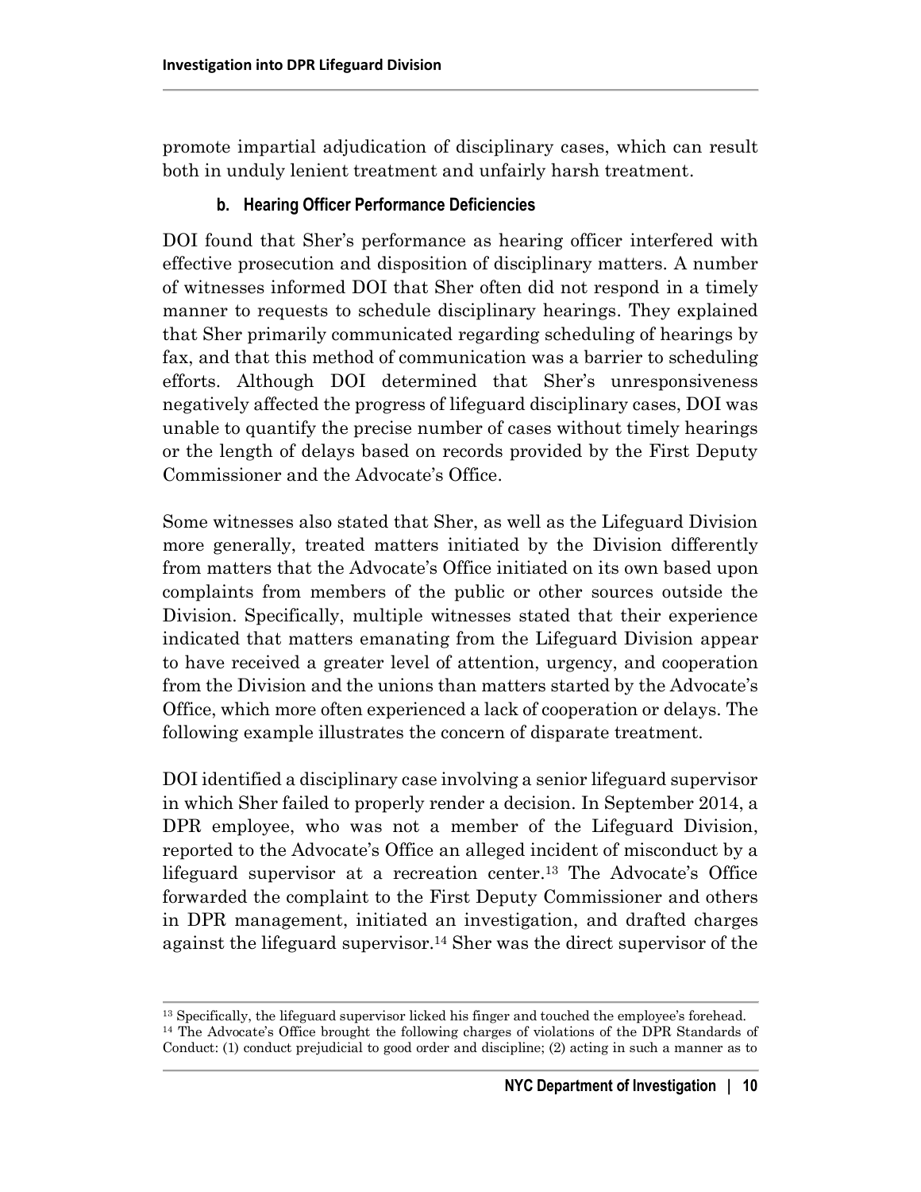promote impartial adjudication of disciplinary cases, which can result both in unduly lenient treatment and unfairly harsh treatment.

### b. Hearing Officer Performance Deficiencies

DOI found that Sher's performance as hearing officer interfered with effective prosecution and disposition of disciplinary matters. A number of witnesses informed DOI that Sher often did not respond in a timely manner to requests to schedule disciplinary hearings. They explained that Sher primarily communicated regarding scheduling of hearings by fax, and that this method of communication was a barrier to scheduling efforts. Although DOI determined that Sher's unresponsiveness negatively affected the progress of lifeguard disciplinary cases, DOI was unable to quantify the precise number of cases without timely hearings or the length of delays based on records provided by the First Deputy Commissioner and the Advocate's Office.

Some witnesses also stated that Sher, as well as the Lifeguard Division more generally, treated matters initiated by the Division differently from matters that the Advocate's Office initiated on its own based upon complaints from members of the public or other sources outside the Division. Specifically, multiple witnesses stated that their experience indicated that matters emanating from the Lifeguard Division appear to have received a greater level of attention, urgency, and cooperation from the Division and the unions than matters started by the Advocate's Office, which more often experienced a lack of cooperation or delays. The following example illustrates the concern of disparate treatment.

DOI identified a disciplinary case involving a senior lifeguard supervisor in which Sher failed to properly render a decision. In September 2014, a DPR employee, who was not a member of the Lifeguard Division, reported to the Advocate's Office an alleged incident of misconduct by a lifeguard supervisor at a recreation center.[13] The Advocate's Office forwarded the complaint to the First Deputy Commissioner and others in DPR management, initiated an investigation, and drafted charges against the lifeguard supervisor.[14] Sher was the direct supervisor of the

---

[13] Specifically, the lifeguard supervisor licked his finger and touched the employee's forehead.

[14] The Advocate's Office brought the following charges of violations of the DPR Standards of Conduct: (1) conduct prejudicial to good order and discipline; (2) acting in such a manner as to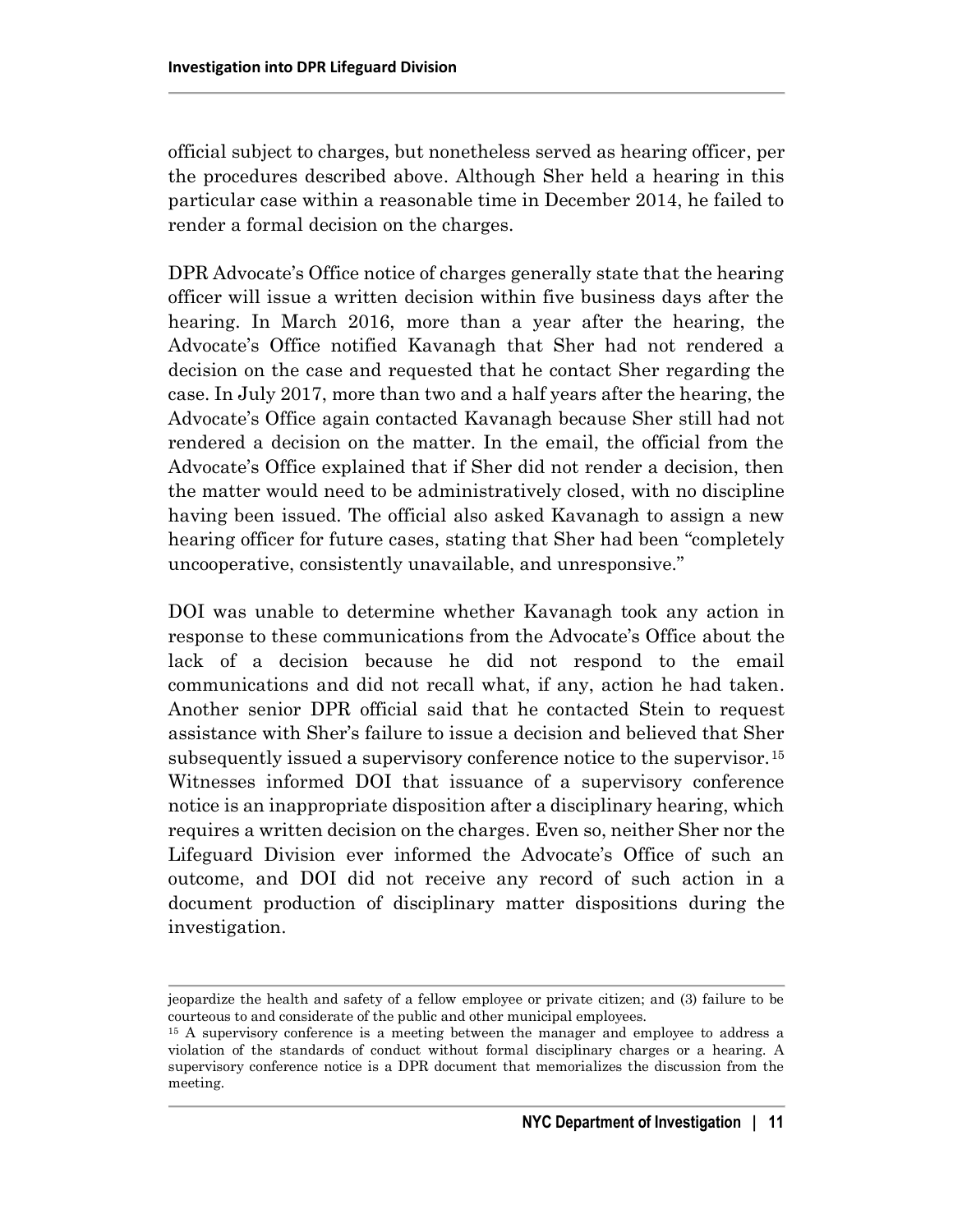official subject to charges, but nonetheless served as hearing officer, per the procedures described above. Although Sher held a hearing in this particular case within a reasonable time in December 2014, he failed to render a formal decision on the charges.

DPR Advocate's Office notice of charges generally state that the hearing officer will issue a written decision within five business days after the hearing. In March 2016, more than a year after the hearing, the Advocate's Office notified Kavanagh that Sher had not rendered a decision on the case and requested that he contact Sher regarding the case. In July 2017, more than two and a half years after the hearing, the Advocate's Office again contacted Kavanagh because Sher still had not rendered a decision on the matter. In the email, the official from the Advocate's Office explained that if Sher did not render a decision, then the matter would need to be administratively closed, with no discipline having been issued. The official also asked Kavanagh to assign a new hearing officer for future cases, stating that Sher had been "completely uncooperative, consistently unavailable, and unresponsive."

DOI was unable to determine whether Kavanagh took any action in response to these communications from the Advocate's Office about the lack of a decision because he did not respond to the email communications and did not recall what, if any, action he had taken. Another senior DPR official said that he contacted Stein to request assistance with Sher's failure to issue a decision and believed that Sher subsequently issued a supervisory conference notice to the supervisor.[15] Witnesses informed DOI that issuance of a supervisory conference notice is an inappropriate disposition after a disciplinary hearing, which requires a written decision on the charges. Even so, neither Sher nor the Lifeguard Division ever informed the Advocate's Office of such an outcome, and DOI did not receive any record of such action in a document production of disciplinary matter dispositions during the investigation.

---

jeopardize the health and safety of a fellow employee or private citizen; and (3) failure to be courteous to and considerate of the public and other municipal employees.

[15] A supervisory conference is a meeting between the manager and employee to address a violation of the standards of conduct without formal disciplinary charges or a hearing. A supervisory conference notice is a DPR document that memorializes the discussion from the meeting.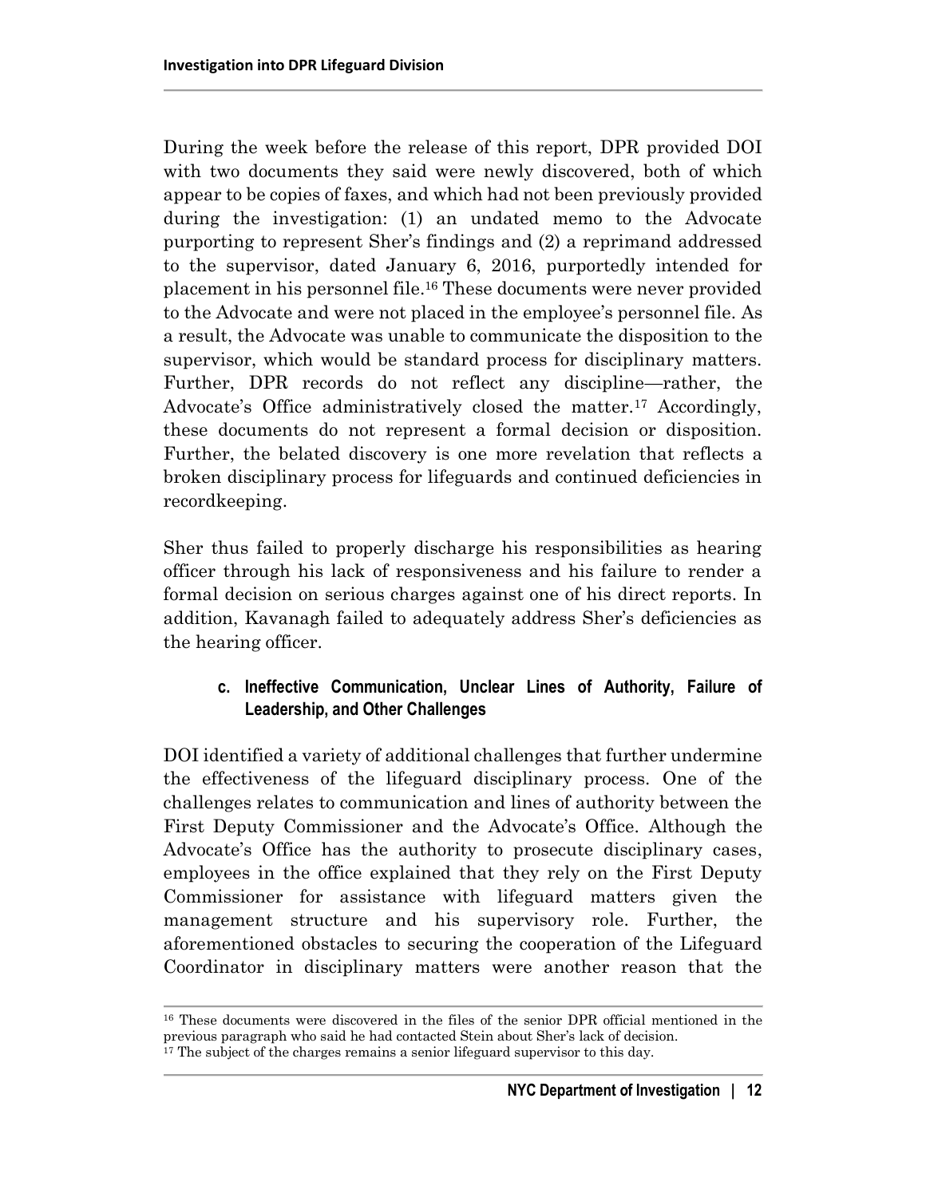During the week before the release of this report, DPR provided DOI with two documents they said were newly discovered, both of which appear to be copies of faxes, and which had not been previously provided during the investigation: (1) an undated memo to the Advocate purporting to represent Sher's findings and (2) a reprimand addressed to the supervisor, dated January 6, 2016, purportedly intended for placement in his personnel file.[16] These documents were never provided to the Advocate and were not placed in the employee's personnel file. As a result, the Advocate was unable to communicate the disposition to the supervisor, which would be standard process for disciplinary matters. Further, DPR records do not reflect any discipline—rather, the Advocate's Office administratively closed the matter.[17] Accordingly, these documents do not represent a formal decision or disposition. Further, the belated discovery is one more revelation that reflects a broken disciplinary process for lifeguards and continued deficiencies in recordkeeping.

Sher thus failed to properly discharge his responsibilities as hearing officer through his lack of responsiveness and his failure to render a formal decision on serious charges against one of his direct reports. In addition, Kavanagh failed to adequately address Sher's deficiencies as the hearing officer.

#### c. Ineffective Communication, Unclear Lines of Authority, Failure of Leadership, and Other Challenges

DOI identified a variety of additional challenges that further undermine the effectiveness of the lifeguard disciplinary process. One of the challenges relates to communication and lines of authority between the First Deputy Commissioner and the Advocate's Office. Although the Advocate's Office has the authority to prosecute disciplinary cases, employees in the office explained that they rely on the First Deputy Commissioner for assistance with lifeguard matters given the management structure and his supervisory role. Further, the aforementioned obstacles to securing the cooperation of the Lifeguard Coordinator in disciplinary matters were another reason that the

---

[16] These documents were discovered in the files of the senior DPR official mentioned in the previous paragraph who said he had contacted Stein about Sher's lack of decision.

[17] The subject of the charges remains a senior lifeguard supervisor to this day.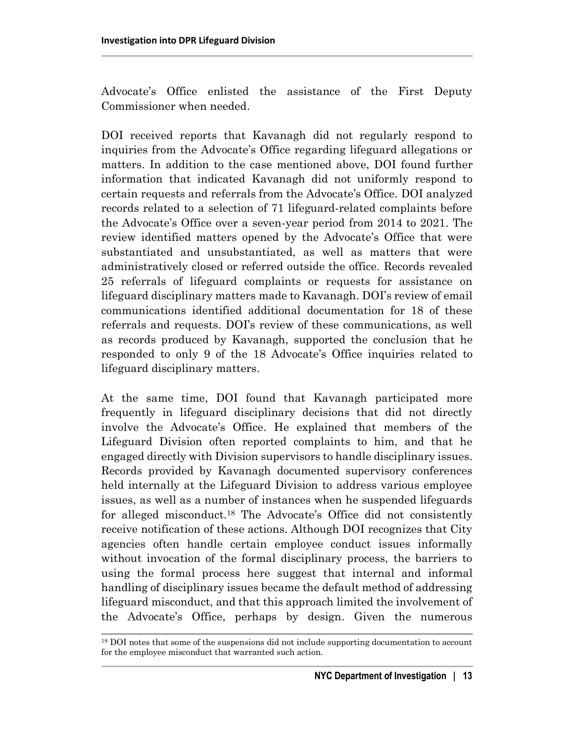Advocate's Office enlisted the assistance of the First Deputy Commissioner when needed.

DOI received reports that Kavanagh did not regularly respond to inquiries from the Advocate's Office regarding lifeguard allegations or matters. In addition to the case mentioned above, DOI found further information that indicated Kavanagh did not uniformly respond to certain requests and referrals from the Advocate's Office. DOI analyzed records related to a selection of 71 lifeguard-related complaints before the Advocate's Office over a seven-year period from 2014 to 2021. The review identified matters opened by the Advocate's Office that were substantiated and unsubstantiated, as well as matters that were administratively closed or referred outside the office. Records revealed 25 referrals of lifeguard complaints or requests for assistance on lifeguard disciplinary matters made to Kavanagh. DOI's review of email communications identified additional documentation for 18 of these referrals and requests. DOI's review of these communications, as well as records produced by Kavanagh, supported the conclusion that he responded to only 9 of the 18 Advocate's Office inquiries related to lifeguard disciplinary matters.

At the same time, DOI found that Kavanagh participated more frequently in lifeguard disciplinary decisions that did not directly involve the Advocate's Office. He explained that members of the Lifeguard Division often reported complaints to him, and that he engaged directly with Division supervisors to handle disciplinary issues. Records provided by Kavanagh documented supervisory conferences held internally at the Lifeguard Division to address various employee issues, as well as a number of instances when he suspended lifeguards for alleged misconduct.[18] The Advocate's Office did not consistently receive notification of these actions. Although DOI recognizes that City agencies often handle certain employee conduct issues informally without invocation of the formal disciplinary process, the barriers to using the formal process here suggest that internal and informal handling of disciplinary issues became the default method of addressing lifeguard misconduct, and that this approach limited the involvement of the Advocate's Office, perhaps by design. Given the numerous

[18] DOI notes that some of the suspensions did not include supporting documentation to account for the employee misconduct that warranted such action.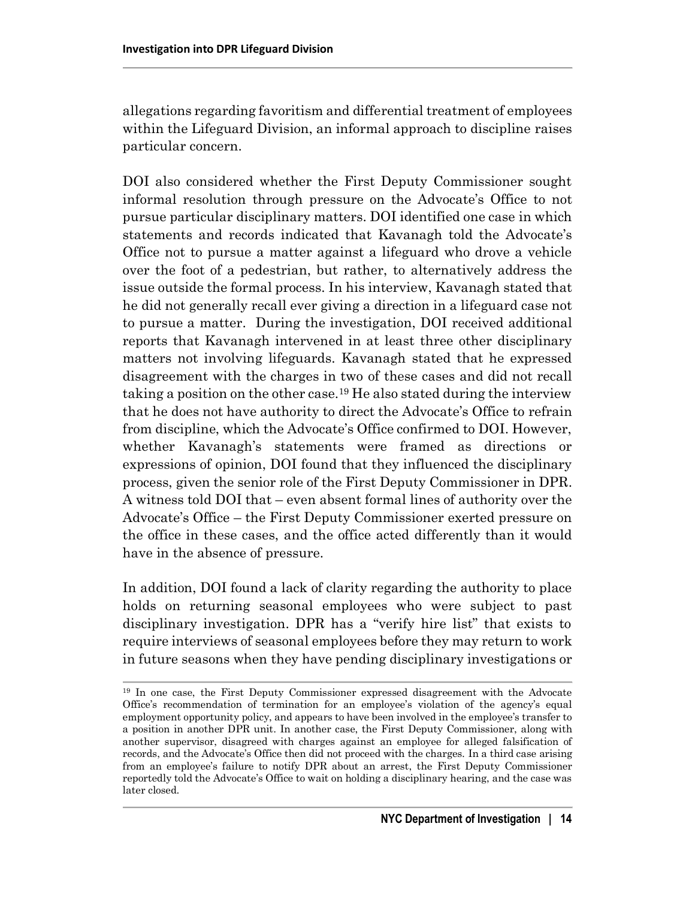allegations regarding favoritism and differential treatment of employees within the Lifeguard Division, an informal approach to discipline raises particular concern.

DOI also considered whether the First Deputy Commissioner sought informal resolution through pressure on the Advocate's Office to not pursue particular disciplinary matters. DOI identified one case in which statements and records indicated that Kavanagh told the Advocate's Office not to pursue a matter against a lifeguard who drove a vehicle over the foot of a pedestrian, but rather, to alternatively address the issue outside the formal process. In his interview, Kavanagh stated that he did not generally recall ever giving a direction in a lifeguard case not to pursue a matter. During the investigation, DOI received additional reports that Kavanagh intervened in at least three other disciplinary matters not involving lifeguards. Kavanagh stated that he expressed disagreement with the charges in two of these cases and did not recall taking a position on the other case.[19] He also stated during the interview that he does not have authority to direct the Advocate's Office to refrain from discipline, which the Advocate's Office confirmed to DOI. However, whether Kavanagh's statements were framed as directions or expressions of opinion, DOI found that they influenced the disciplinary process, given the senior role of the First Deputy Commissioner in DPR. A witness told DOI that – even absent formal lines of authority over the Advocate's Office – the First Deputy Commissioner exerted pressure on the office in these cases, and the office acted differently than it would have in the absence of pressure.

In addition, DOI found a lack of clarity regarding the authority to place holds on returning seasonal employees who were subject to past disciplinary investigation. DPR has a "verify hire list" that exists to require interviews of seasonal employees before they may return to work in future seasons when they have pending disciplinary investigations or

[19] In one case, the First Deputy Commissioner expressed disagreement with the Advocate Office's recommendation of termination for an employee's violation of the agency's equal employment opportunity policy, and appears to have been involved in the employee's transfer to a position in another DPR unit. In another case, the First Deputy Commissioner, along with another supervisor, disagreed with charges against an employee for alleged falsification of records, and the Advocate's Office then did not proceed with the charges. In a third case arising from an employee's failure to notify DPR about an arrest, the First Deputy Commissioner reportedly told the Advocate's Office to wait on holding a disciplinary hearing, and the case was later closed.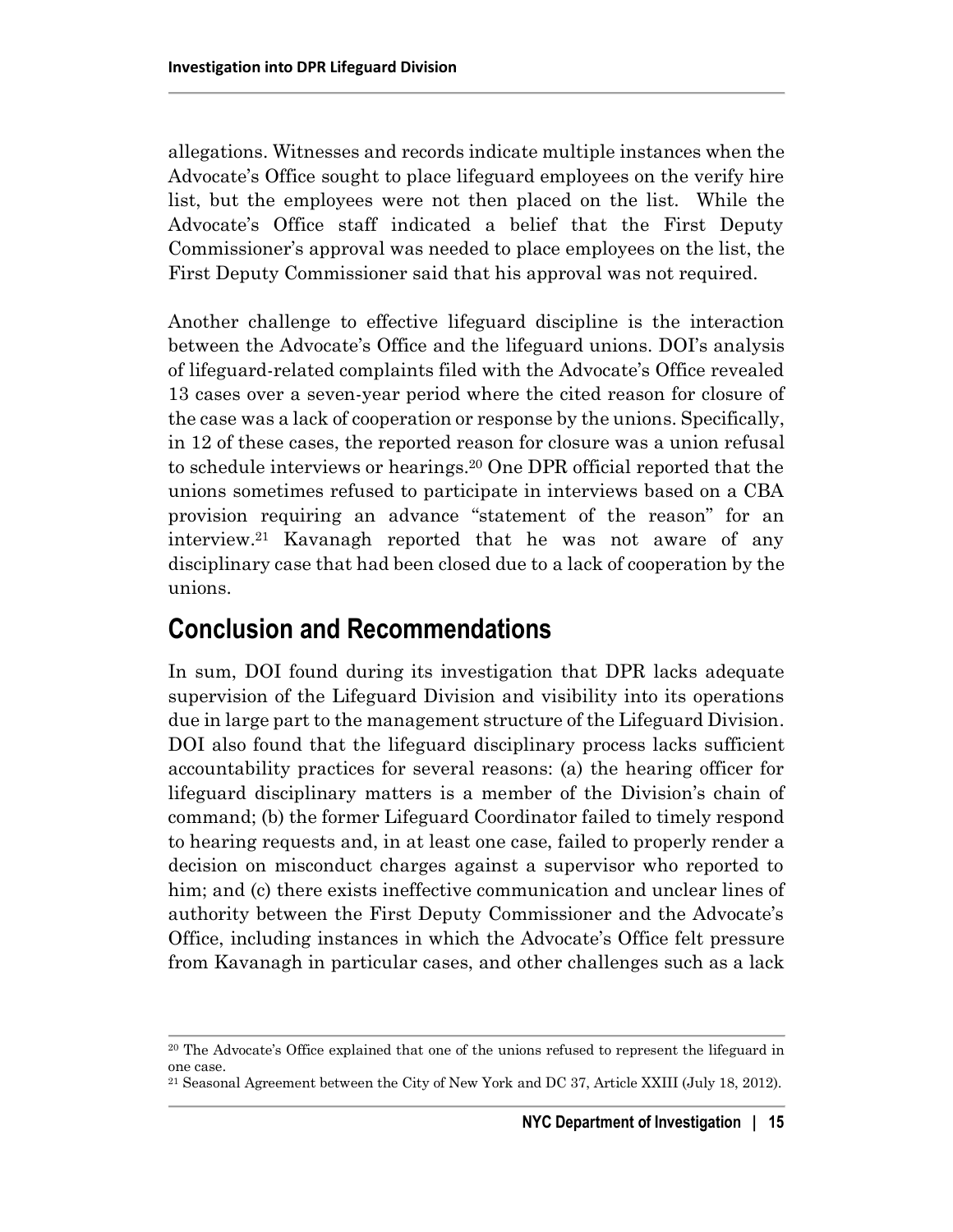allegations. Witnesses and records indicate multiple instances when the Advocate's Office sought to place lifeguard employees on the verify hire list, but the employees were not then placed on the list. While the Advocate's Office staff indicated a belief that the First Deputy Commissioner's approval was needed to place employees on the list, the First Deputy Commissioner said that his approval was not required.

Another challenge to effective lifeguard discipline is the interaction between the Advocate's Office and the lifeguard unions. DOI's analysis of lifeguard-related complaints filed with the Advocate's Office revealed 13 cases over a seven-year period where the cited reason for closure of the case was a lack of cooperation or response by the unions. Specifically, in 12 of these cases, the reported reason for closure was a union refusal to schedule interviews or hearings.[20] One DPR official reported that the unions sometimes refused to participate in interviews based on a CBA provision requiring an advance "statement of the reason" for an interview.[21] Kavanagh reported that he was not aware of any disciplinary case that had been closed due to a lack of cooperation by the unions.

## Conclusion and Recommendations

In sum, DOI found during its investigation that DPR lacks adequate supervision of the Lifeguard Division and visibility into its operations due in large part to the management structure of the Lifeguard Division. DOI also found that the lifeguard disciplinary process lacks sufficient accountability practices for several reasons: (a) the hearing officer for lifeguard disciplinary matters is a member of the Division's chain of command; (b) the former Lifeguard Coordinator failed to timely respond to hearing requests and, in at least one case, failed to properly render a decision on misconduct charges against a supervisor who reported to him; and (c) there exists ineffective communication and unclear lines of authority between the First Deputy Commissioner and the Advocate's Office, including instances in which the Advocate's Office felt pressure from Kavanagh in particular cases, and other challenges such as a lack

---

[20] The Advocate's Office explained that one of the unions refused to represent the lifeguard in one case.

[21] Seasonal Agreement between the City of New York and DC 37, Article XXIII (July 18, 2012).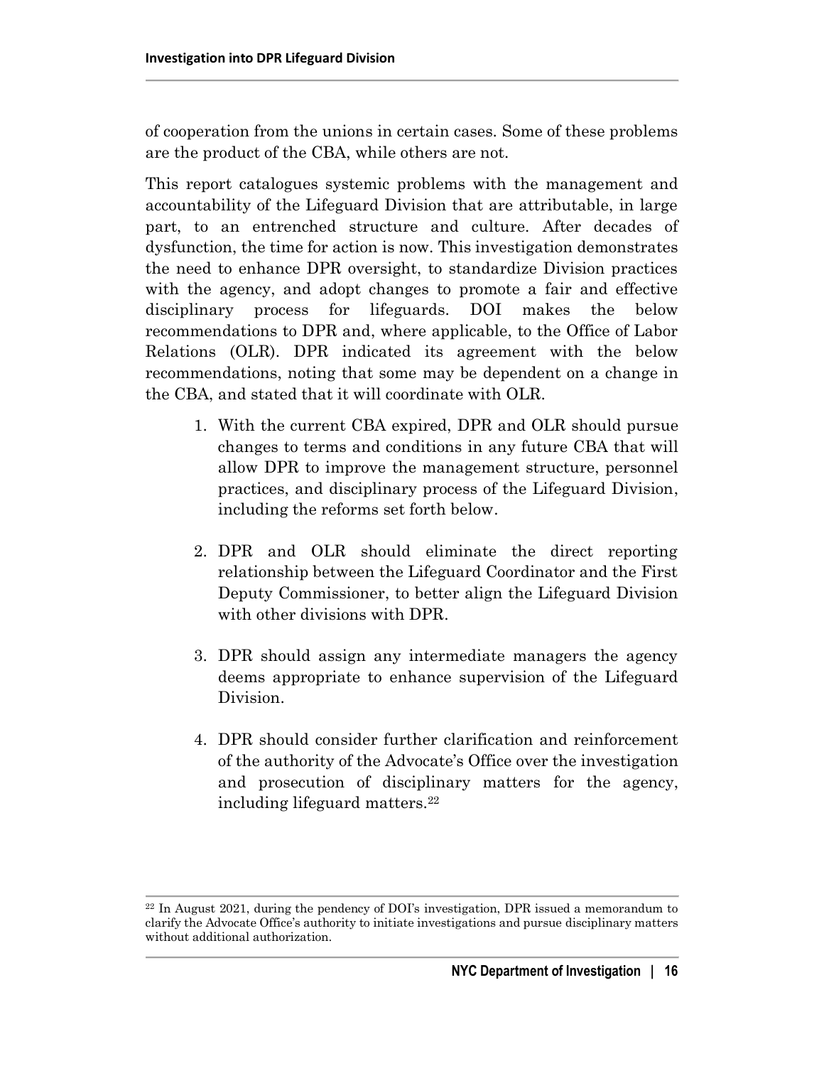of cooperation from the unions in certain cases. Some of these problems are the product of the CBA, while others are not.

This report catalogues systemic problems with the management and accountability of the Lifeguard Division that are attributable, in large part, to an entrenched structure and culture. After decades of dysfunction, the time for action is now. This investigation demonstrates the need to enhance DPR oversight, to standardize Division practices with the agency, and adopt changes to promote a fair and effective disciplinary process for lifeguards. DOI makes the below recommendations to DPR and, where applicable, to the Office of Labor Relations (OLR). DPR indicated its agreement with the below recommendations, noting that some may be dependent on a change in the CBA, and stated that it will coordinate with OLR.

1. With the current CBA expired, DPR and OLR should pursue changes to terms and conditions in any future CBA that will allow DPR to improve the management structure, personnel practices, and disciplinary process of the Lifeguard Division, including the reforms set forth below.

2. DPR and OLR should eliminate the direct reporting relationship between the Lifeguard Coordinator and the First Deputy Commissioner, to better align the Lifeguard Division with other divisions with DPR.

3. DPR should assign any intermediate managers the agency deems appropriate to enhance supervision of the Lifeguard Division.

4. DPR should consider further clarification and reinforcement of the authority of the Advocate's Office over the investigation and prosecution of disciplinary matters for the agency, including lifeguard matters.[22]

[22] In August 2021, during the pendency of DOI's investigation, DPR issued a memorandum to clarify the Advocate Office's authority to initiate investigations and pursue disciplinary matters without additional authorization.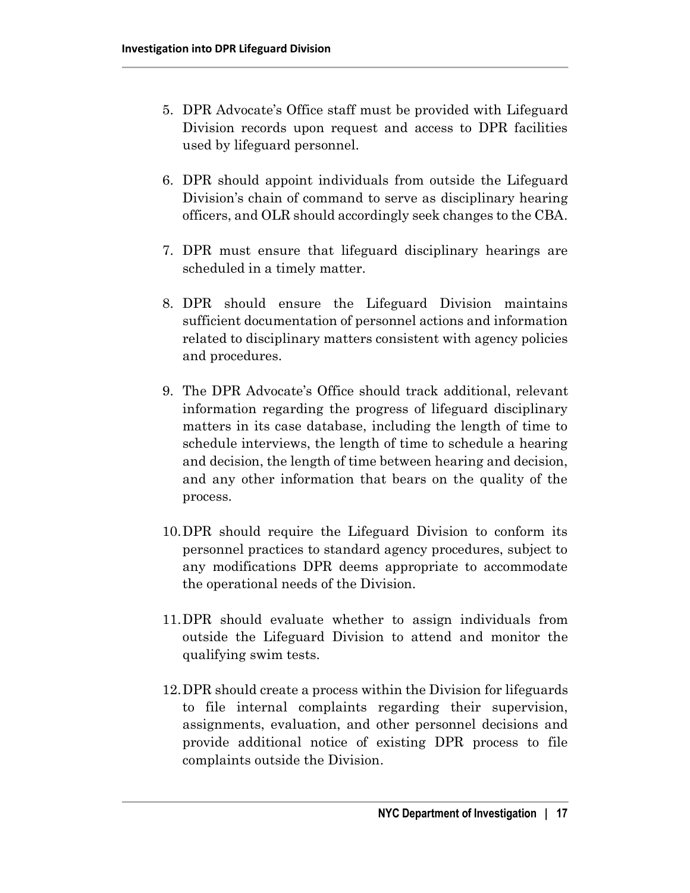5. DPR Advocate's Office staff must be provided with Lifeguard Division records upon request and access to DPR facilities used by lifeguard personnel.

6. DPR should appoint individuals from outside the Lifeguard Division's chain of command to serve as disciplinary hearing officers, and OLR should accordingly seek changes to the CBA.

7. DPR must ensure that lifeguard disciplinary hearings are scheduled in a timely matter.

8. DPR should ensure the Lifeguard Division maintains sufficient documentation of personnel actions and information related to disciplinary matters consistent with agency policies and procedures.

9. The DPR Advocate's Office should track additional, relevant information regarding the progress of lifeguard disciplinary matters in its case database, including the length of time to schedule interviews, the length of time to schedule a hearing and decision, the length of time between hearing and decision, and any other information that bears on the quality of the process.

10. DPR should require the Lifeguard Division to conform its personnel practices to standard agency procedures, subject to any modifications DPR deems appropriate to accommodate the operational needs of the Division.

11. DPR should evaluate whether to assign individuals from outside the Lifeguard Division to attend and monitor the qualifying swim tests.

12. DPR should create a process within the Division for lifeguards to file internal complaints regarding their supervision, assignments, evaluation, and other personnel decisions and provide additional notice of existing DPR process to file complaints outside the Division.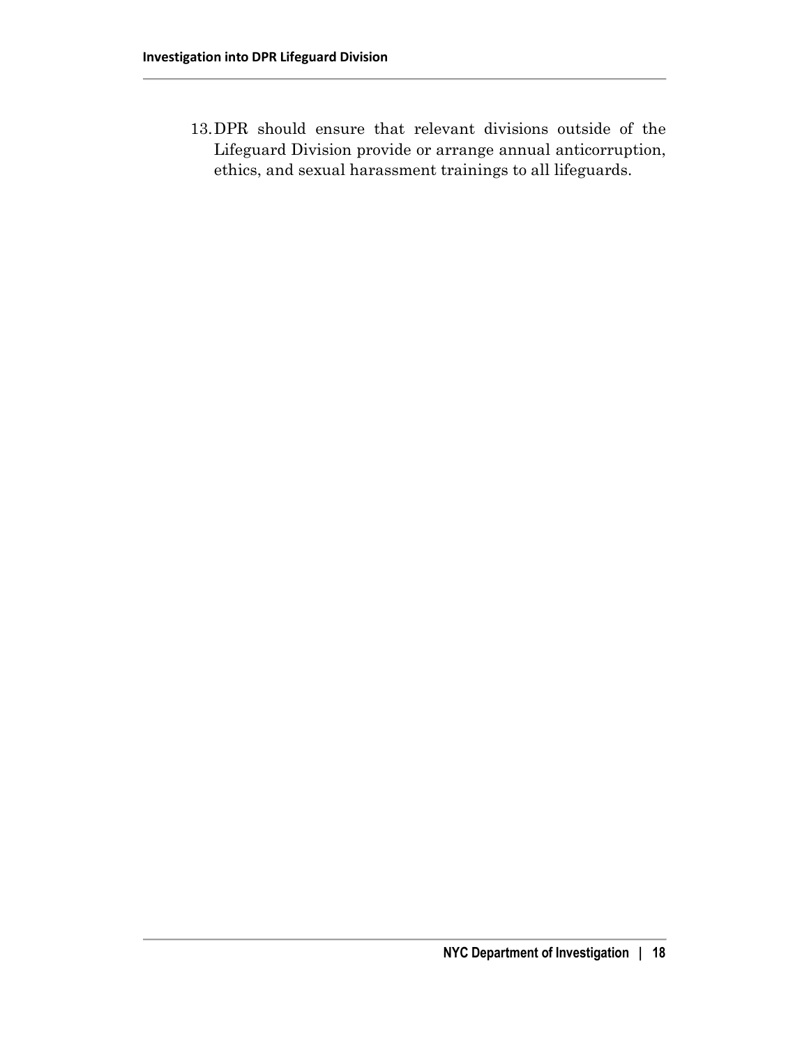13. DPR should ensure that relevant divisions outside of the Lifeguard Division provide or arrange annual anticorruption, ethics, and sexual harassment trainings to all lifeguards.